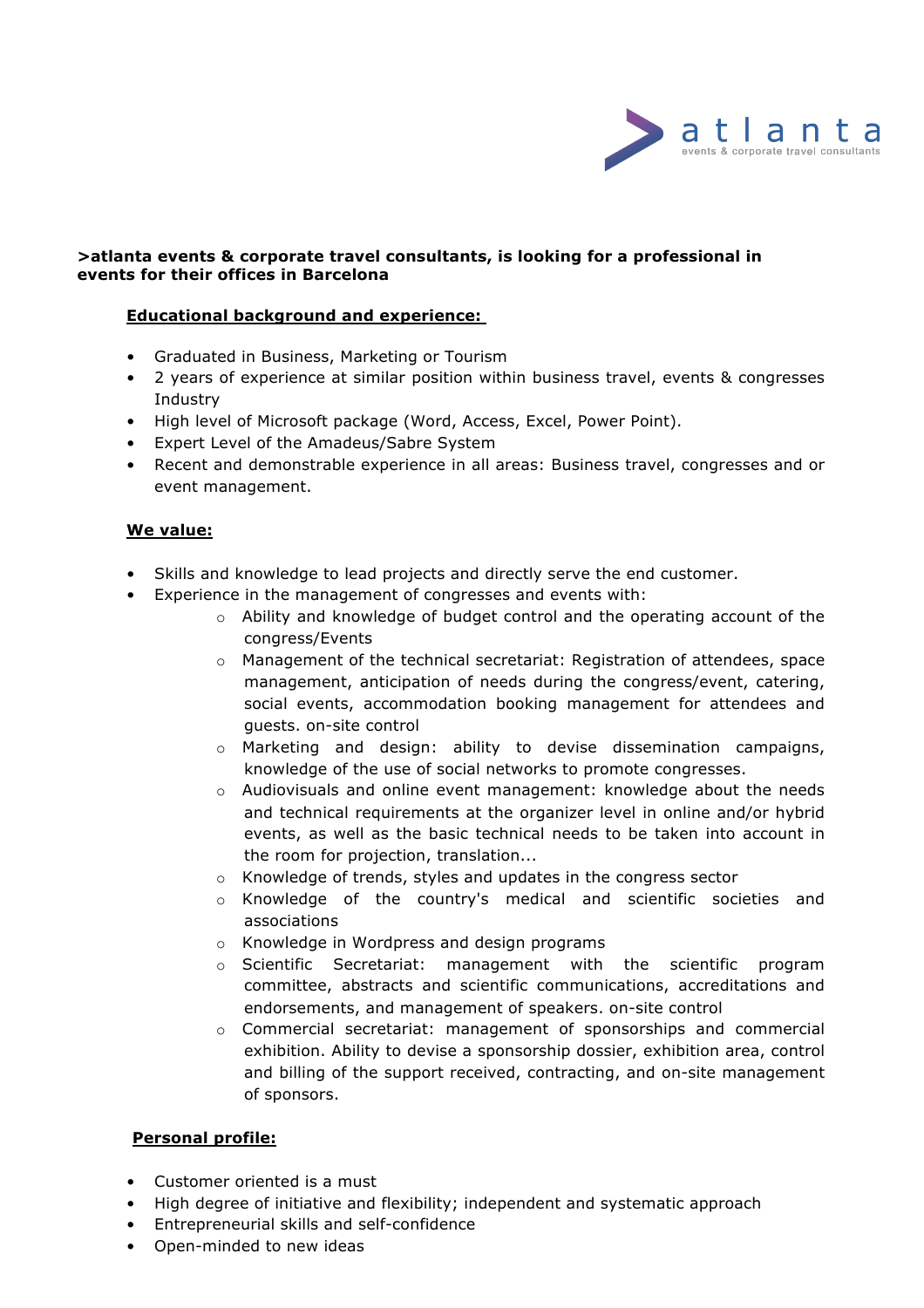atlanta

events & corporate travel consultants

**>atlanta events & corporate travel consultants, is looking for a professional in events for their offices in Barcelona**

**Educational background and experience:**

- Graduated in Business, Marketing or Tourism
- 2 years of experience at similar position within business travel, events & congresses Industry
- High level of Microsoft package (Word, Access, Excel, Power Point).
- Expert Level of the Amadeus/Sabre System
- Recent and demonstrable experience in all areas: Business travel, congresses and or event management.

**We value:**

- Skills and knowledge to lead projects and directly serve the end customer.
- Experience in the management of congresses and events with:
  - Ability and knowledge of budget control and the operating account of the congress/Events
  - Management of the technical secretariat: Registration of attendees, space management, anticipation of needs during the congress/event, catering, social events, accommodation booking management for attendees and guests. on-site control
  - Marketing and design: ability to devise dissemination campaigns, knowledge of the use of social networks to promote congresses.
  - Audiovisuals and online event management: knowledge about the needs and technical requirements at the organizer level in online and/or hybrid events, as well as the basic technical needs to be taken into account in the room for projection, translation...
  - Knowledge of trends, styles and updates in the congress sector
  - Knowledge of the country's medical and scientific societies and associations
  - Knowledge in Wordpress and design programs
  - Scientific Secretariat: management with the scientific program committee, abstracts and scientific communications, accreditations and endorsements, and management of speakers. on-site control
  - Commercial secretariat: management of sponsorships and commercial exhibition. Ability to devise a sponsorship dossier, exhibition area, control and billing of the support received, contracting, and on-site management of sponsors.

**Personal profile:**

- Customer oriented is a must
- High degree of initiative and flexibility; independent and systematic approach
- Entrepreneurial skills and self-confidence
- Open-minded to new ideas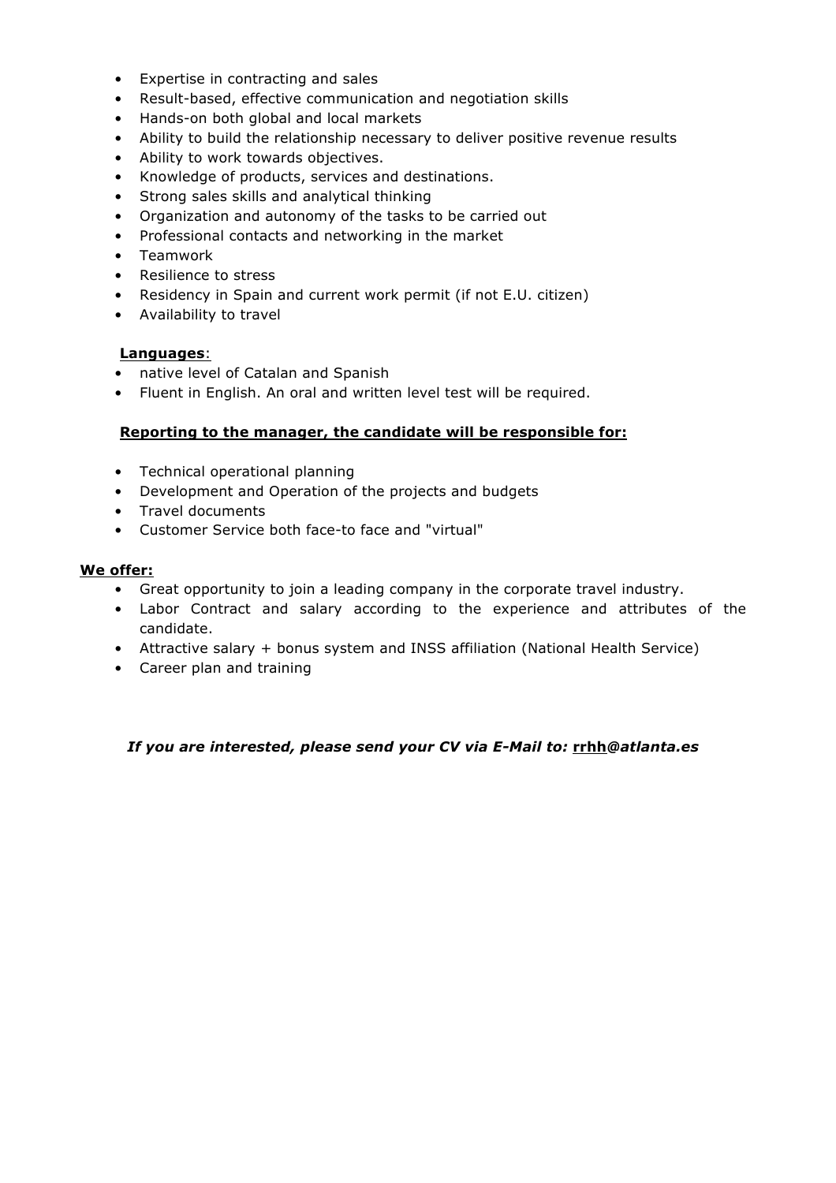- Expertise in contracting and sales
- Result-based, effective communication and negotiation skills
- Hands-on both global and local markets
- Ability to build the relationship necessary to deliver positive revenue results
- Ability to work towards objectives.
- Knowledge of products, services and destinations.
- Strong sales skills and analytical thinking
- Organization and autonomy of the tasks to be carried out
- Professional contacts and networking in the market
- Teamwork
- Resilience to stress
- Residency in Spain and current work permit (if not E.U. citizen)
- Availability to travel

**Languages**:

- native level of Catalan and Spanish
- Fluent in English. An oral and written level test will be required.

**Reporting to the manager, the candidate will be responsible for:**

- Technical operational planning
- Development and Operation of the projects and budgets
- Travel documents
- Customer Service both face-to face and "virtual"

**We offer:**

- Great opportunity to join a leading company in the corporate travel industry.
- Labor Contract and salary according to the experience and attributes of the candidate.
- Attractive salary + bonus system and INSS affiliation (National Health Service)
- Career plan and training

***If you are interested, please send your CV via E-Mail to: rrhh@atlanta.es***